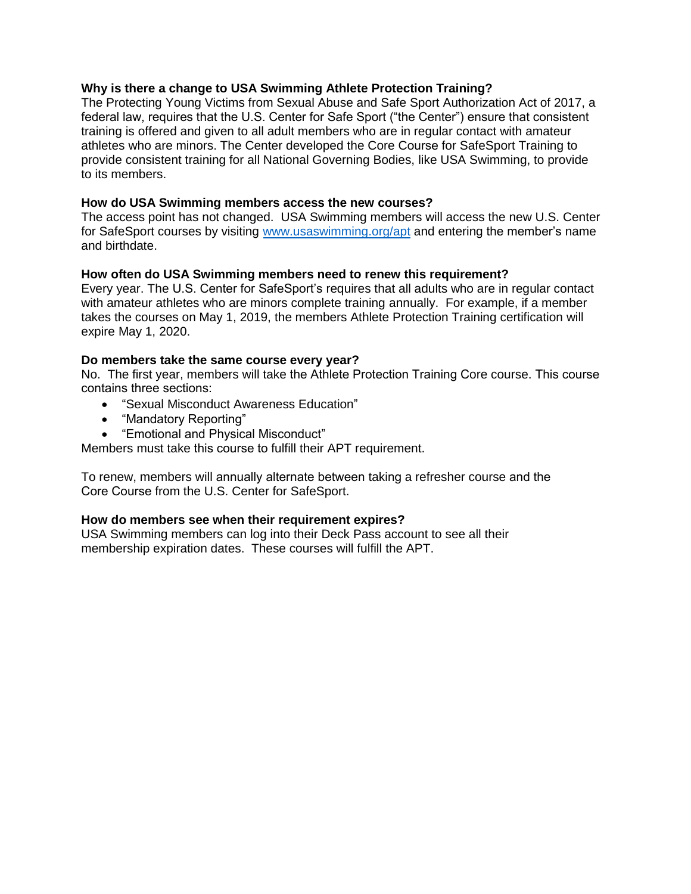**Why is there a change to USA Swimming Athlete Protection Training?**
The Protecting Young Victims from Sexual Abuse and Safe Sport Authorization Act of 2017, a federal law, requires that the U.S. Center for Safe Sport ("the Center") ensure that consistent training is offered and given to all adult members who are in regular contact with amateur athletes who are minors. The Center developed the Core Course for SafeSport Training to provide consistent training for all National Governing Bodies, like USA Swimming, to provide to its members.

**How do USA Swimming members access the new courses?**
The access point has not changed. USA Swimming members will access the new U.S. Center for SafeSport courses by visiting [www.usaswimming.org/apt](www.usaswimming.org/apt) and entering the member's name and birthdate.

**How often do USA Swimming members need to renew this requirement?**
Every year. The U.S. Center for SafeSport's requires that all adults who are in regular contact with amateur athletes who are minors complete training annually. For example, if a member takes the courses on May 1, 2019, the members Athlete Protection Training certification will expire May 1, 2020.

**Do members take the same course every year?**
No. The first year, members will take the Athlete Protection Training Core course. This course contains three sections:

- "Sexual Misconduct Awareness Education"
- "Mandatory Reporting"
- "Emotional and Physical Misconduct"

Members must take this course to fulfill their APT requirement.

To renew, members will annually alternate between taking a refresher course and the Core Course from the U.S. Center for SafeSport.

**How do members see when their requirement expires?**
USA Swimming members can log into their Deck Pass account to see all their membership expiration dates. These courses will fulfill the APT.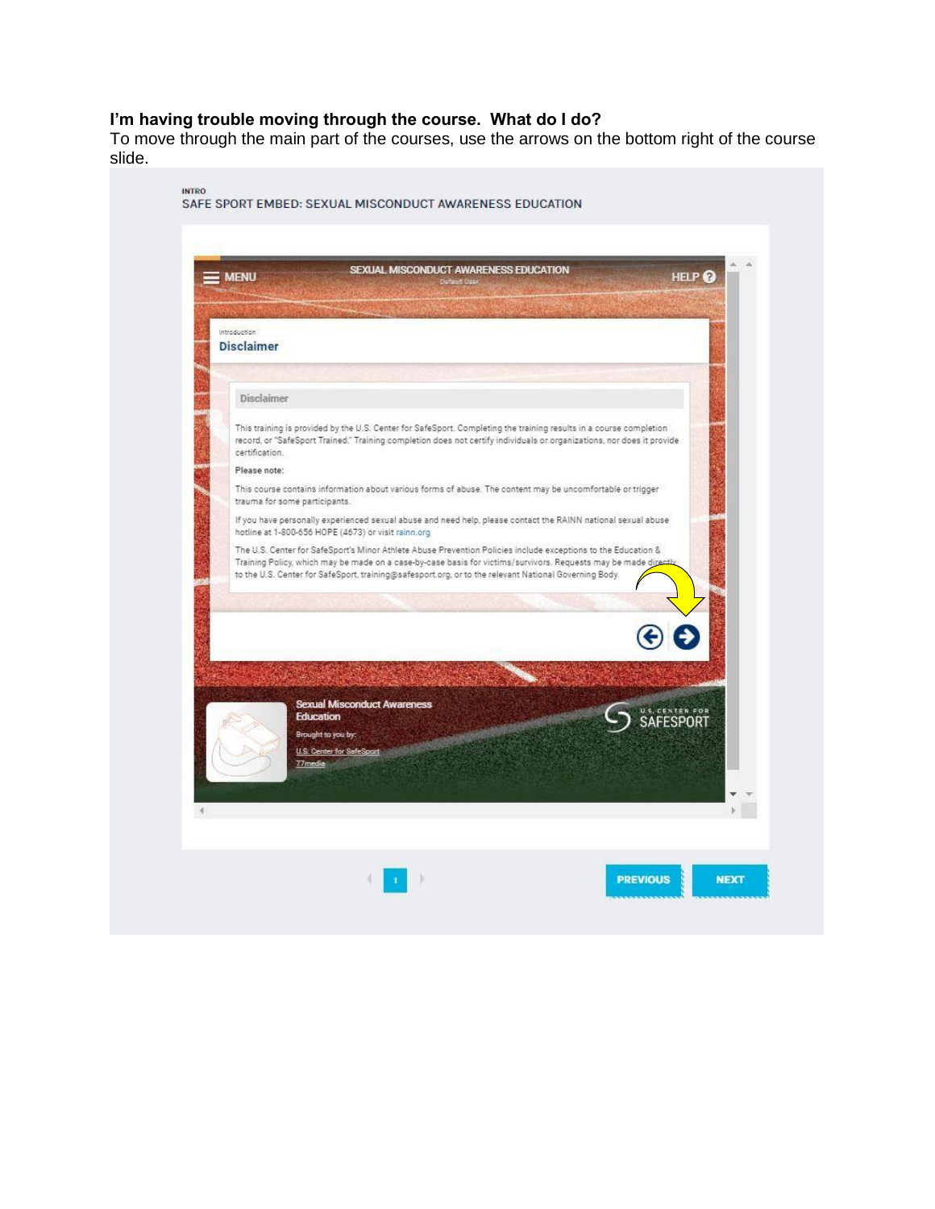**I'm having trouble moving through the course. What do I do?**
To move through the main part of the courses, use the arrows on the bottom right of the course slide.

INTRO
SAFE SPORT EMBED: SEXUAL MISCONDUCT AWARENESS EDUCATION

MENU | SEXUAL MISCONDUCT AWARENESS EDUCATION | HELP

Introduction
**Disclaimer**

Disclaimer

This training is provided by the U.S. Center for SafeSport. Completing the training results in a course completion record, or "SafeSport Trained." Training completion does not certify individuals or organizations, nor does it provide certification.

Please note:

This course contains information about various forms of abuse. The content may be uncomfortable or trigger trauma for some participants.

If you have personally experienced sexual abuse and need help, please contact the RAINN national sexual abuse hotline at 1-800-656 HOPE (4673) or visit rainn.org

The U.S. Center for SafeSport's Minor Athlete Abuse Prevention Policies include exceptions to the Education & Training Policy, which may be made on a case-by-case basis for victims/survivors. Requests may be made directly to the U.S. Center for SafeSport, training@safesport.org, or to the relevant National Governing Body.

Sexual Misconduct Awareness Education
Brought to you by:
U.S. Center for SafeSport
77media

U.S. CENTER FOR SAFESPORT

PREVIOUS | NEXT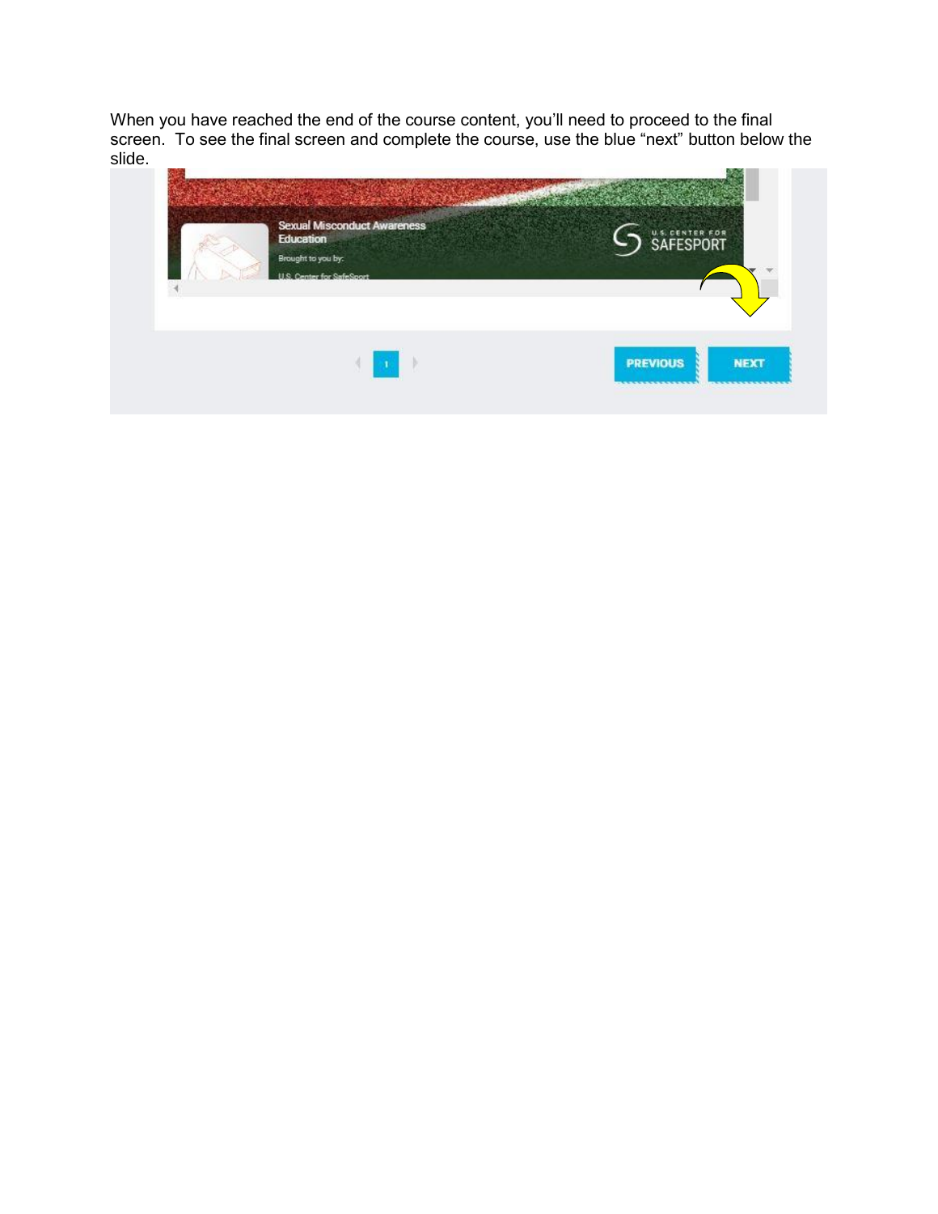When you have reached the end of the course content, you'll need to proceed to the final screen. To see the final screen and complete the course, use the blue "next" button below the slide.